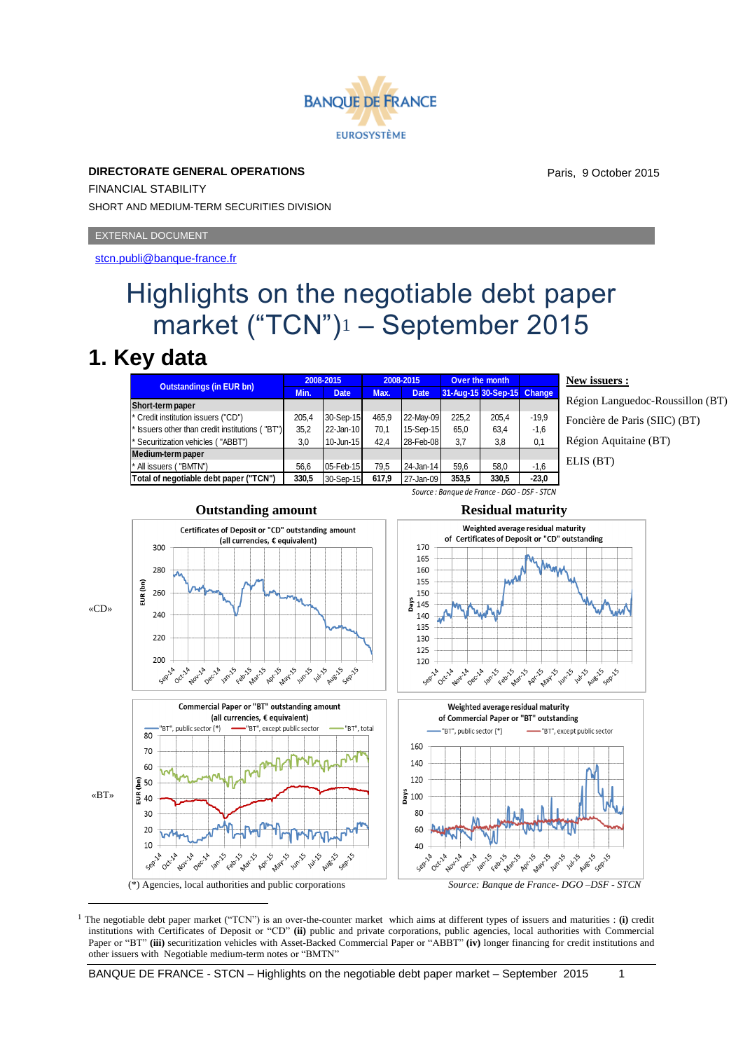BANQUE DE FRANCE
EUROSYSTÈME

**DIRECTORATE GENERAL OPERATIONS**

FINANCIAL STABILITY

SHORT AND MEDIUM-TERM SECURITIES DIVISION

Paris, 9 October 2015

EXTERNAL DOCUMENT

stcn.publi@banque-france.fr

# Highlights on the negotiable debt paper market (“TCN”)[1] – September 2015

## 1. Key data

| Outstandings (in EUR bn) | 2008-2015 Min. | Date | 2008-2015 Max. | Date | Over the month 31-Aug-15 | 30-Sep-15 | Change |
|---|---|---|---|---|---|---|---|
| **Short-term paper** | | | | | | | |
| * Credit institution issuers ("CD") | 205,4 | 30-Sep-15 | 465,9 | 22-May-09 | 225,2 | 205,4 | -19,9 |
| * Issuers other than credit institutions ( "BT") | 35,2 | 22-Jan-10 | 70,1 | 15-Sep-15 | 65,0 | 63,4 | -1,6 |
| * Securitization vehicles ( "ABBT") | 3,0 | 10-Jun-15 | 42,4 | 28-Feb-08 | 3,7 | 3,8 | 0,1 |
| **Medium-term paper** | | | | | | | |
| * All issuers ( "BMTN") | 56,6 | 05-Feb-15 | 79,5 | 24-Jan-14 | 59,6 | 58,0 | -1,6 |
| **Total of negotiable debt paper ("TCN")** | **330,5** | 30-Sep-15 | **617,9** | 27-Jan-09 | **353,5** | **330,5** | **-23,0** |

*Source : Banque de France - DGO - DSF - STCN*

**New issuers :**

Région Languedoc-Roussillon (BT)

Foncière de Paris (SIIC) (BT)

Région Aquitaine (BT)

ELIS (BT)

**Outstanding amount** | **Residual maturity**

«CD»

Certificates of Deposit or "CD" outstanding amount (all currencies, € equivalent)

Weighted average residual maturity of Certificates of Deposit or "CD" outstanding

«BT»

Commercial Paper or "BT" outstanding amount (all currencies, € equivalent)

Weighted average residual maturity of Commercial Paper or "BT" outstanding

(*) Agencies, local authorities and public corporations

*Source: Banque de France- DGO –DSF - STCN*

[1] The negotiable debt paper market (“TCN”) is an over-the-counter market which aims at different types of issuers and maturities : **(i)** credit institutions with Certificates of Deposit or “CD” **(ii)** public and private corporations, public agencies, local authorities with Commercial Paper or “BT” **(iii)** securitization vehicles with Asset-Backed Commercial Paper or “ABBT” **(iv)** longer financing for credit institutions and other issuers with Negotiable medium-term notes or “BMTN”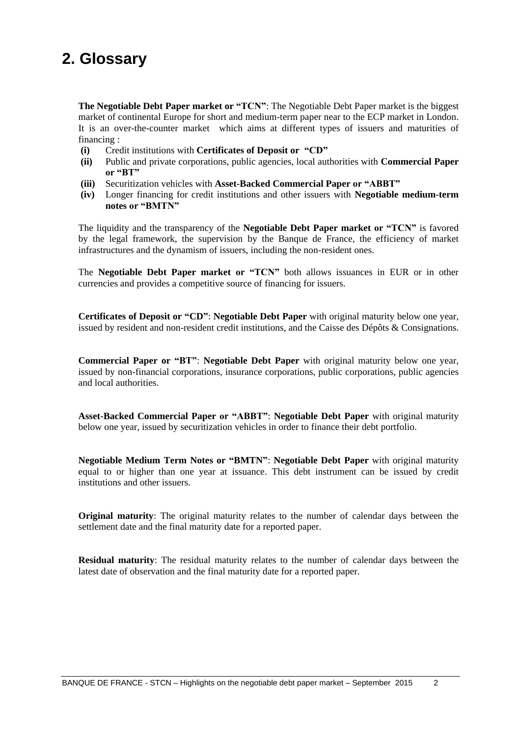# 2. Glossary

**The Negotiable Debt Paper market or "TCN"**: The Negotiable Debt Paper market is the biggest market of continental Europe for short and medium-term paper near to the ECP market in London. It is an over-the-counter market which aims at different types of issuers and maturities of financing :

- **(i)** Credit institutions with **Certificates of Deposit or "CD"**
- **(ii)** Public and private corporations, public agencies, local authorities with **Commercial Paper or "BT"**
- **(iii)** Securitization vehicles with **Asset-Backed Commercial Paper or "ABBT"**
- **(iv)** Longer financing for credit institutions and other issuers with **Negotiable medium-term notes or "BMTN"**

The liquidity and the transparency of the **Negotiable Debt Paper market or "TCN"** is favored by the legal framework, the supervision by the Banque de France, the efficiency of market infrastructures and the dynamism of issuers, including the non-resident ones.

The **Negotiable Debt Paper market or "TCN"** both allows issuances in EUR or in other currencies and provides a competitive source of financing for issuers.

**Certificates of Deposit or "CD"**: **Negotiable Debt Paper** with original maturity below one year, issued by resident and non-resident credit institutions, and the Caisse des Dépôts & Consignations.

**Commercial Paper or "BT"**: **Negotiable Debt Paper** with original maturity below one year, issued by non-financial corporations, insurance corporations, public corporations, public agencies and local authorities.

**Asset-Backed Commercial Paper or "ABBT"**: **Negotiable Debt Paper** with original maturity below one year, issued by securitization vehicles in order to finance their debt portfolio.

**Negotiable Medium Term Notes or "BMTN"**: **Negotiable Debt Paper** with original maturity equal to or higher than one year at issuance. This debt instrument can be issued by credit institutions and other issuers.

**Original maturity**: The original maturity relates to the number of calendar days between the settlement date and the final maturity date for a reported paper.

**Residual maturity**: The residual maturity relates to the number of calendar days between the latest date of observation and the final maturity date for a reported paper.